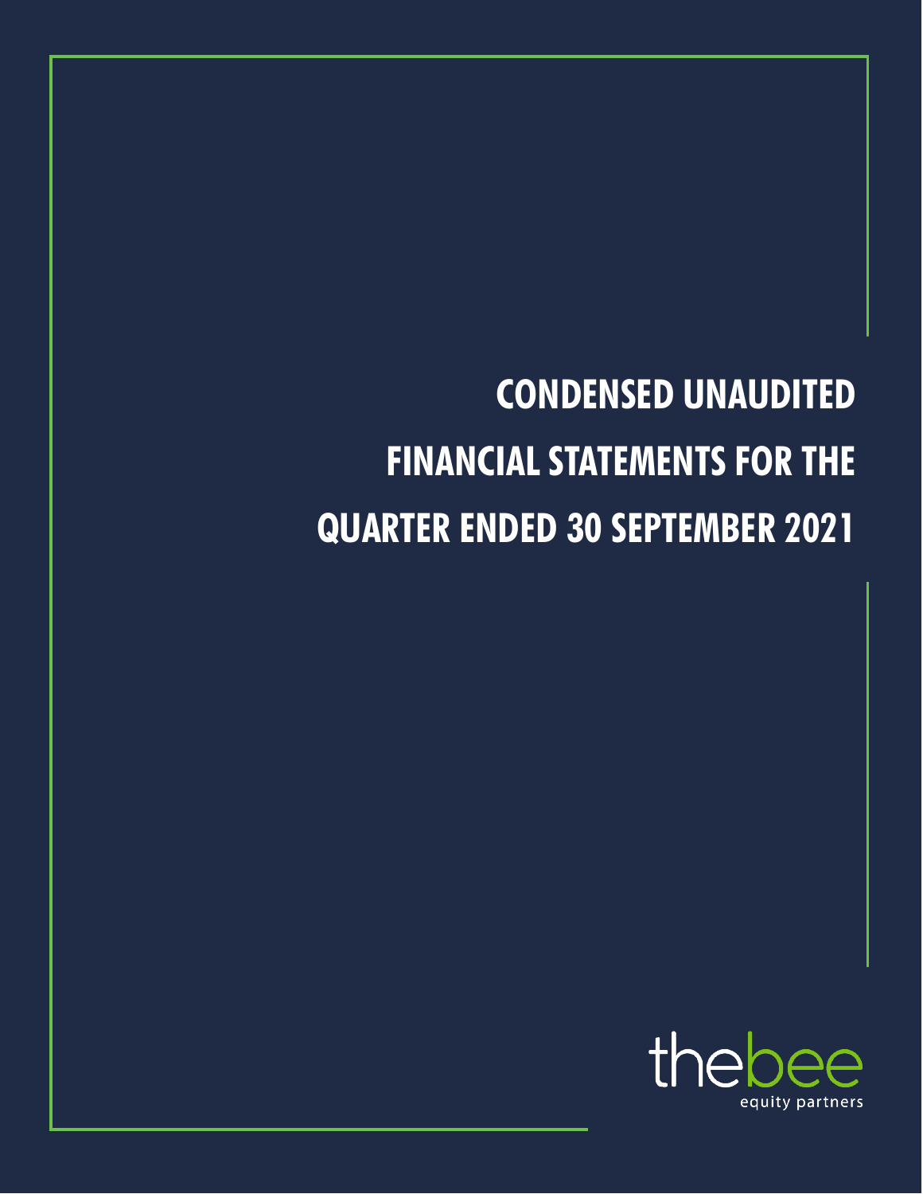# CONDENSED UNAUDITED FINANCIAL STATEMENTS FOR THE QUARTER ENDED 30 SEPTEMBER 2021

thebee
equity partners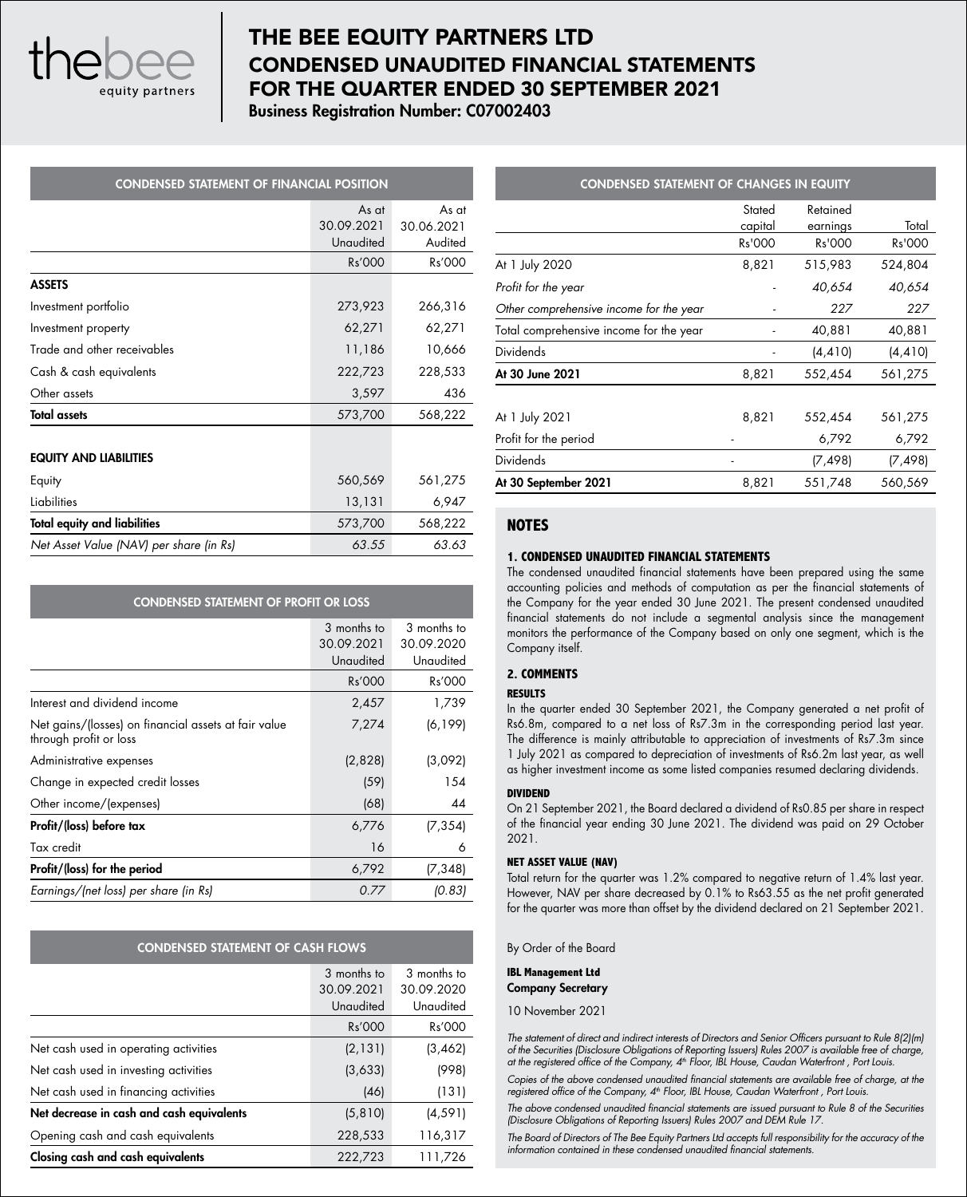thebee equity partners

# THE BEE EQUITY PARTNERS LTD
## CONDENSED UNAUDITED FINANCIAL STATEMENTS FOR THE QUARTER ENDED 30 SEPTEMBER 2021
**Business Registration Number: C07002403**

### CONDENSED STATEMENT OF FINANCIAL POSITION

| | As at 30.09.2021 Unaudited | As at 30.06.2021 Audited |
|---|---|---|
| | Rs'000 | Rs'000 |
| **ASSETS** | | |
| Investment portfolio | 273,923 | 266,316 |
| Investment property | 62,271 | 62,271 |
| Trade and other receivables | 11,186 | 10,666 |
| Cash & cash equivalents | 222,723 | 228,533 |
| Other assets | 3,597 | 436 |
| **Total assets** | 573,700 | 568,222 |
| **EQUITY AND LIABILITIES** | | |
| Equity | 560,569 | 561,275 |
| Liabilities | 13,131 | 6,947 |
| **Total equity and liabilities** | 573,700 | 568,222 |
| *Net Asset Value (NAV) per share (in Rs)* | *63.55* | *63.63* |

### CONDENSED STATEMENT OF PROFIT OR LOSS

| | 3 months to 30.09.2021 Unaudited | 3 months to 30.09.2020 Unaudited |
|---|---|---|
| | Rs'000 | Rs'000 |
| Interest and dividend income | 2,457 | 1,739 |
| Net gains/(losses) on financial assets at fair value through profit or loss | 7,274 | (6,199) |
| Administrative expenses | (2,828) | (3,092) |
| Change in expected credit losses | (59) | 154 |
| Other income/(expenses) | (68) | 44 |
| **Profit/(loss) before tax** | 6,776 | (7,354) |
| Tax credit | 16 | 6 |
| **Profit/(loss) for the period** | 6,792 | (7,348) |
| *Earnings/(net loss) per share (in Rs)* | *0.77* | *(0.83)* |

### CONDENSED STATEMENT OF CASH FLOWS

| | 3 months to 30.09.2021 Unaudited | 3 months to 30.09.2020 Unaudited |
|---|---|---|
| | Rs'000 | Rs'000 |
| Net cash used in operating activities | (2,131) | (3,462) |
| Net cash used in investing activities | (3,633) | (998) |
| Net cash used in financing activities | (46) | (131) |
| **Net decrease in cash and cash equivalents** | (5,810) | (4,591) |
| Opening cash and cash equivalents | 228,533 | 116,317 |
| **Closing cash and cash equivalents** | 222,723 | 111,726 |

### CONDENSED STATEMENT OF CHANGES IN EQUITY

| | Stated capital | Retained earnings | Total |
|---|---|---|---|
| | Rs'000 | Rs'000 | Rs'000 |
| At 1 July 2020 | 8,821 | 515,983 | 524,804 |
| *Profit for the year* | - | *40,654* | *40,654* |
| *Other comprehensive income for the year* | - | *227* | *227* |
| Total comprehensive income for the year | - | 40,881 | 40,881 |
| Dividends | - | (4,410) | (4,410) |
| **At 30 June 2021** | 8,821 | 552,454 | 561,275 |
| At 1 July 2021 | 8,821 | 552,454 | 561,275 |
| Profit for the period | - | 6,792 | 6,792 |
| Dividends | - | (7,498) | (7,498) |
| **At 30 September 2021** | 8,821 | 551,748 | 560,569 |

## NOTES

### 1. CONDENSED UNAUDITED FINANCIAL STATEMENTS

The condensed unaudited financial statements have been prepared using the same accounting policies and methods of computation as per the financial statements of the Company for the year ended 30 June 2021. The present condensed unaudited financial statements do not include a segmental analysis since the management monitors the performance of the Company based on only one segment, which is the Company itself.

### 2. COMMENTS

#### RESULTS

In the quarter ended 30 September 2021, the Company generated a net profit of Rs6.8m, compared to a net loss of Rs7.3m in the corresponding period last year. The difference is mainly attributable to appreciation of investments of Rs7.3m since 1 July 2021 as compared to depreciation of investments of Rs6.2m last year, as well as higher investment income as some listed companies resumed declaring dividends.

#### DIVIDEND

On 21 September 2021, the Board declared a dividend of Rs0.85 per share in respect of the financial year ending 30 June 2021. The dividend was paid on 29 October 2021.

#### NET ASSET VALUE (NAV)

Total return for the quarter was 1.2% compared to negative return of 1.4% last year. However, NAV per share decreased by 0.1% to Rs63.55 as the net profit generated for the quarter was more than offset by the dividend declared on 21 September 2021.

By Order of the Board

**IBL Management Ltd**
**Company Secretary**

10 November 2021

*The statement of direct and indirect interests of Directors and Senior Officers pursuant to Rule 8(2)(m) of the Securities (Disclosure Obligations of Reporting Issuers) Rules 2007 is available free of charge, at the registered office of the Company, 4th Floor, IBL House, Caudan Waterfront , Port Louis.*

*Copies of the above condensed unaudited financial statements are available free of charge, at the registered office of the Company, 4th Floor, IBL House, Caudan Waterfront , Port Louis.*

*The above condensed unaudited financial statements are issued pursuant to Rule 8 of the Securities (Disclosure Obligations of Reporting Issuers) Rules 2007 and DEM Rule 17.*

*The Board of Directors of The Bee Equity Partners Ltd accepts full responsibility for the accuracy of the information contained in these condensed unaudited financial statements.*